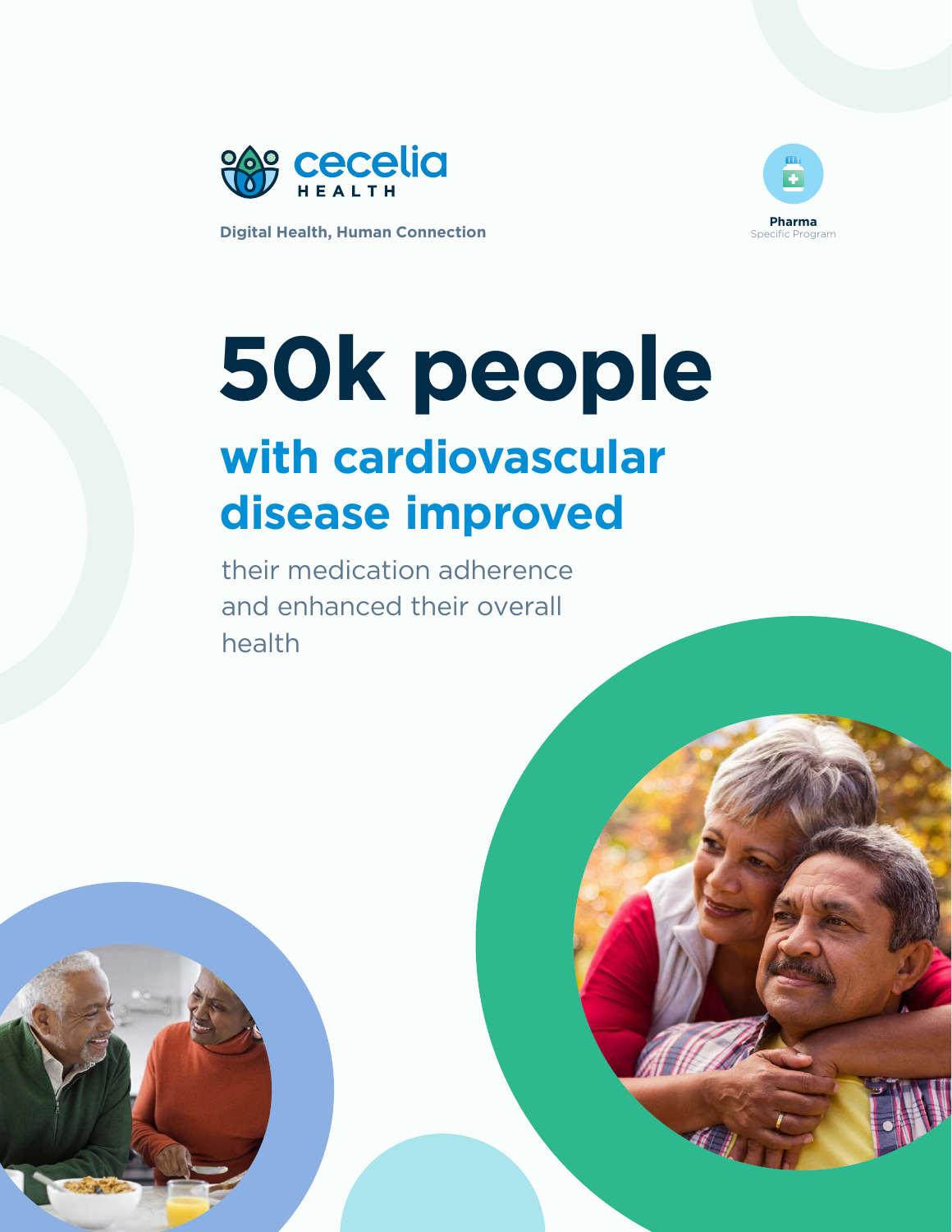cecelia HEALTH

**Digital Health, Human Connection**

**Pharma**
Specific Program

# 50k people

## with cardiovascular disease improved

their medication adherence and enhanced their overall health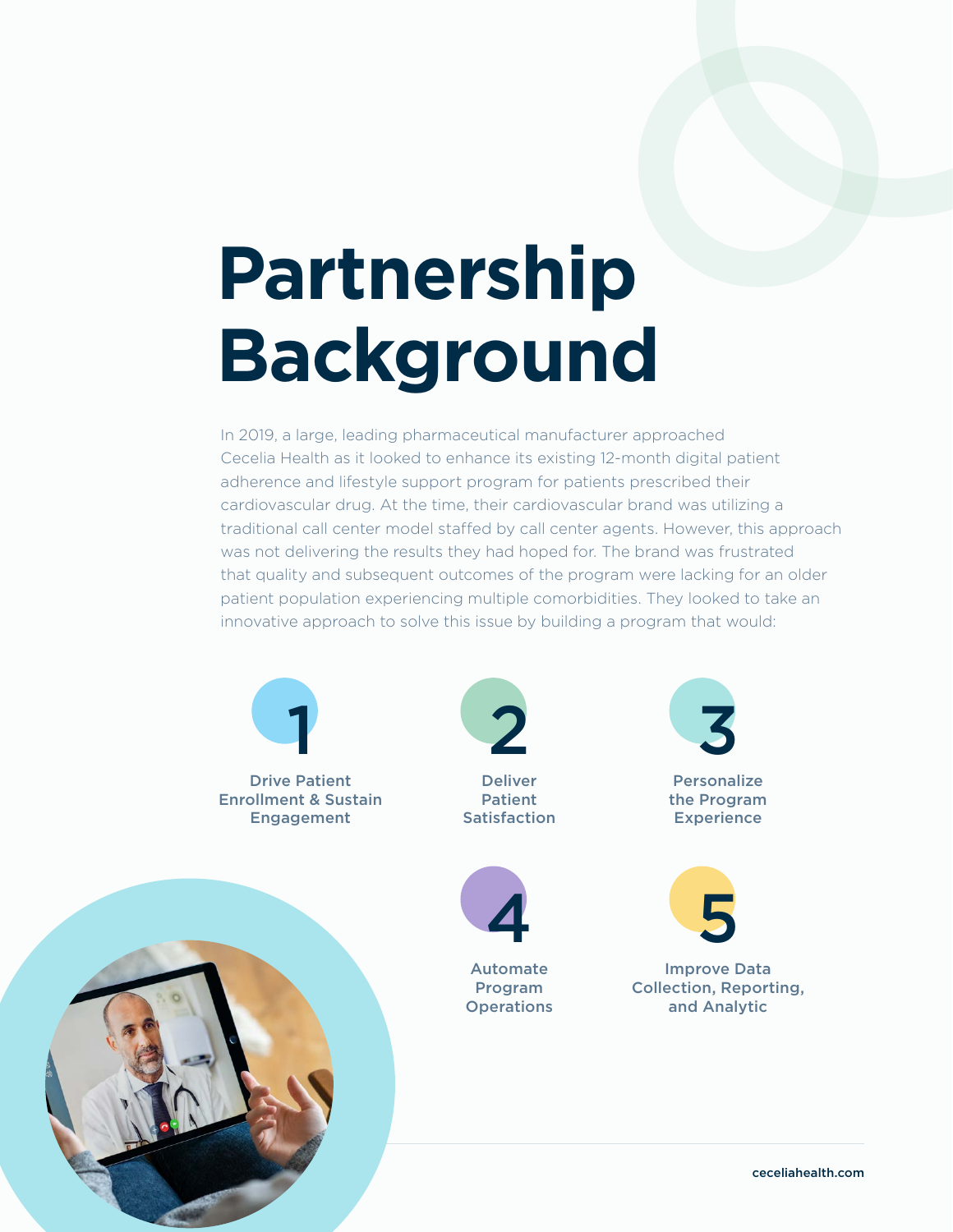# Partnership Background

In 2019, a large, leading pharmaceutical manufacturer approached Cecelia Health as it looked to enhance its existing 12-month digital patient adherence and lifestyle support program for patients prescribed their cardiovascular drug. At the time, their cardiovascular brand was utilizing a traditional call center model staffed by call center agents. However, this approach was not delivering the results they had hoped for. The brand was frustrated that quality and subsequent outcomes of the program were lacking for an older patient population experiencing multiple comorbidities. They looked to take an innovative approach to solve this issue by building a program that would:

1. Drive Patient Enrollment & Sustain Engagement
2. Deliver Patient Satisfaction
3. Personalize the Program Experience
4. Automate Program Operations
5. Improve Data Collection, Reporting, and Analytic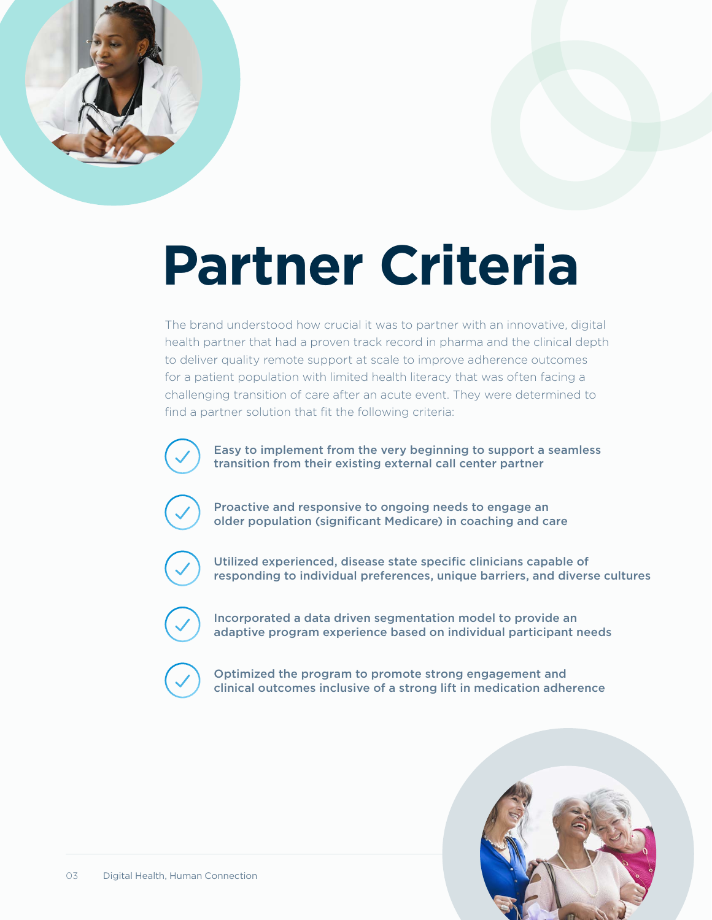# Partner Criteria

The brand understood how crucial it was to partner with an innovative, digital health partner that had a proven track record in pharma and the clinical depth to deliver quality remote support at scale to improve adherence outcomes for a patient population with limited health literacy that was often facing a challenging transition of care after an acute event. They were determined to find a partner solution that fit the following criteria:

- **Easy to implement from the very beginning to support a seamless transition from their existing external call center partner**
- **Proactive and responsive to ongoing needs to engage an older population (significant Medicare) in coaching and care**
- **Utilized experienced, disease state specific clinicians capable of responding to individual preferences, unique barriers, and diverse cultures**
- **Incorporated a data driven segmentation model to provide an adaptive program experience based on individual participant needs**
- **Optimized the program to promote strong engagement and clinical outcomes inclusive of a strong lift in medication adherence**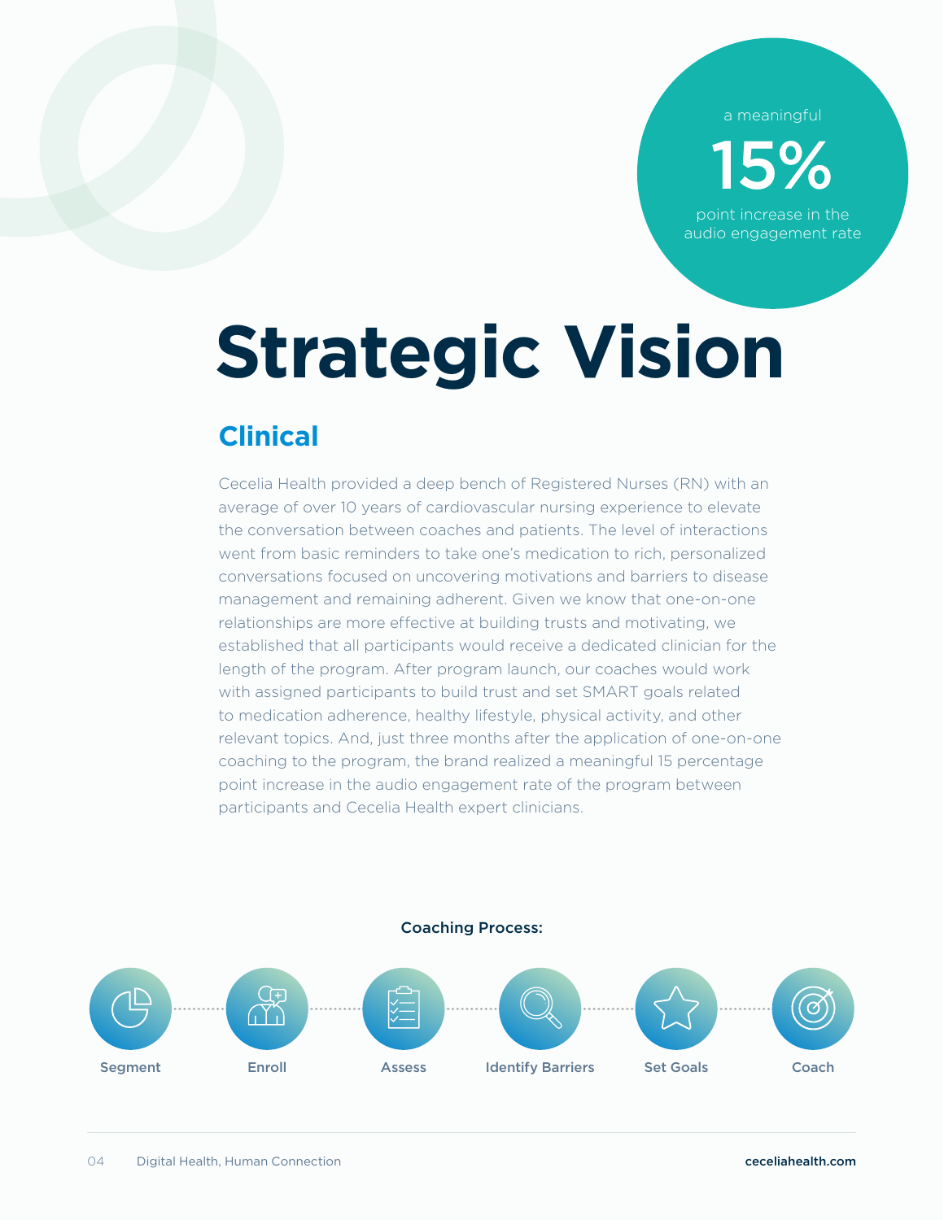a meaningful **15%** point increase in the audio engagement rate

# Strategic Vision

## Clinical

Cecelia Health provided a deep bench of Registered Nurses (RN) with an average of over 10 years of cardiovascular nursing experience to elevate the conversation between coaches and patients. The level of interactions went from basic reminders to take one's medication to rich, personalized conversations focused on uncovering motivations and barriers to disease management and remaining adherent. Given we know that one-on-one relationships are more effective at building trusts and motivating, we established that all participants would receive a dedicated clinician for the length of the program. After program launch, our coaches would work with assigned participants to build trust and set SMART goals related to medication adherence, healthy lifestyle, physical activity, and other relevant topics. And, just three months after the application of one-on-one coaching to the program, the brand realized a meaningful 15 percentage point increase in the audio engagement rate of the program between participants and Cecelia Health expert clinicians.

**Coaching Process:**

Segment → Enroll → Assess → Identify Barriers → Set Goals → Coach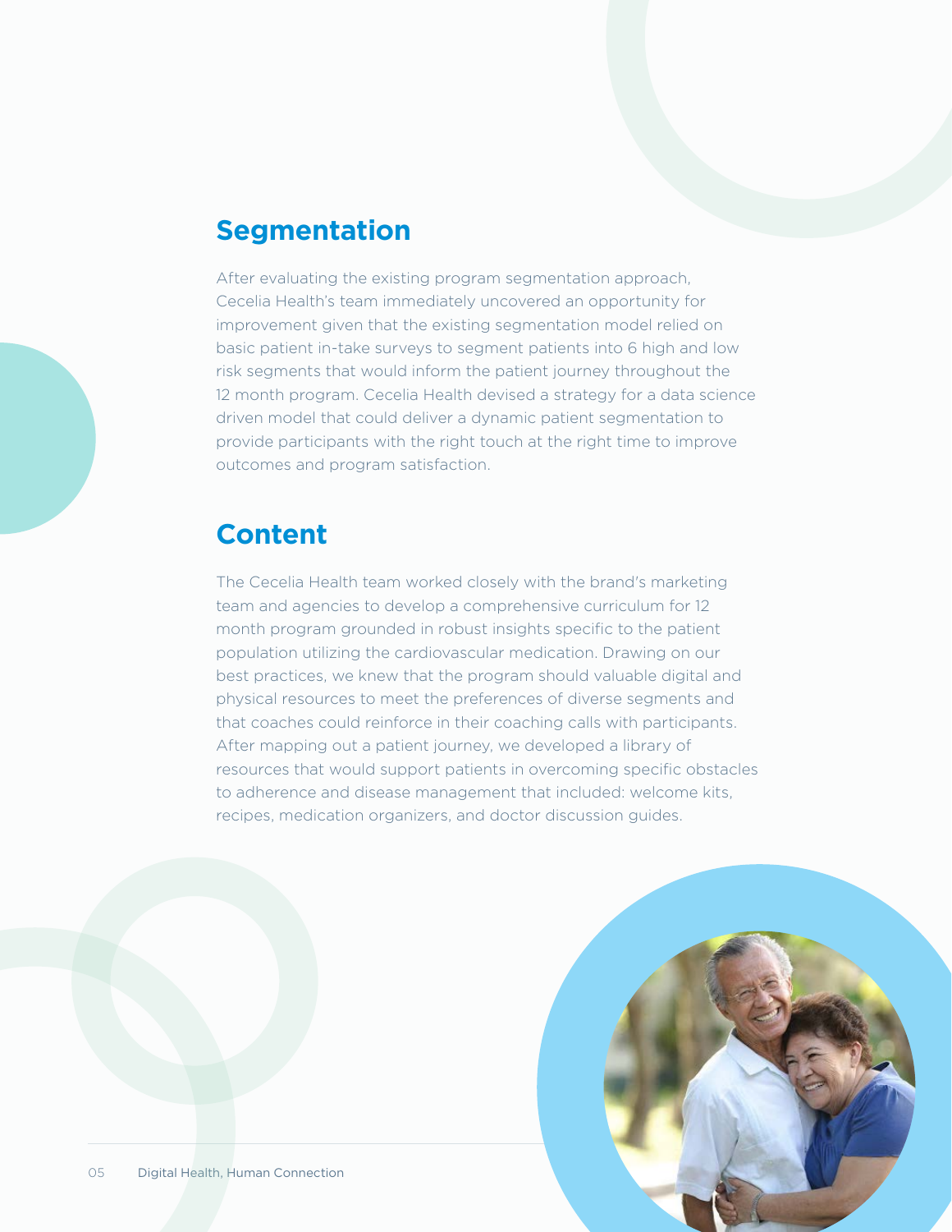## Segmentation

After evaluating the existing program segmentation approach, Cecelia Health's team immediately uncovered an opportunity for improvement given that the existing segmentation model relied on basic patient in-take surveys to segment patients into 6 high and low risk segments that would inform the patient journey throughout the 12 month program. Cecelia Health devised a strategy for a data science driven model that could deliver a dynamic patient segmentation to provide participants with the right touch at the right time to improve outcomes and program satisfaction.

## Content

The Cecelia Health team worked closely with the brand's marketing team and agencies to develop a comprehensive curriculum for 12 month program grounded in robust insights specific to the patient population utilizing the cardiovascular medication. Drawing on our best practices, we knew that the program should valuable digital and physical resources to meet the preferences of diverse segments and that coaches could reinforce in their coaching calls with participants. After mapping out a patient journey, we developed a library of resources that would support patients in overcoming specific obstacles to adherence and disease management that included: welcome kits, recipes, medication organizers, and doctor discussion guides.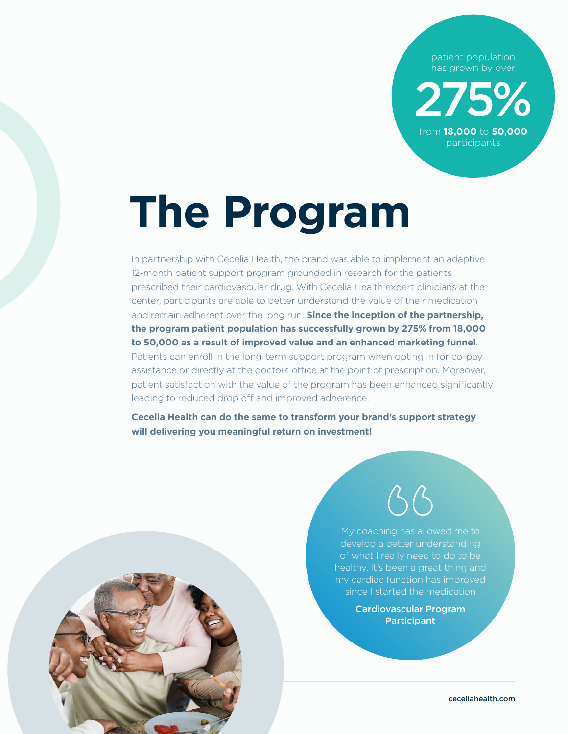patient population has grown by over

**275%**

from **18,000** to **50,000** participants

# The Program

In partnership with Cecelia Health, the brand was able to implement an adaptive 12-month patient support program grounded in research for the patients prescribed their cardiovascular drug. With Cecelia Health expert clinicians at the center, participants are able to better understand the value of their medication and remain adherent over the long run. **Since the inception of the partnership, the program patient population has successfully grown by 275% from 18,000 to 50,000 as a result of improved value and an enhanced marketing funnel**. Patients can enroll in the long-term support program when opting in for co-pay assistance or directly at the doctors office at the point of prescription. Moreover, patient satisfaction with the value of the program has been enhanced significantly leading to reduced drop off and improved adherence.

**Cecelia Health can do the same to transform your brand's support strategy will delivering you meaningful return on investment!**

> My coaching has allowed me to develop a better understanding of what I really need to do to be healthy. It's been a great thing and my cardiac function has improved since I started the medication
>
> **Cardiovascular Program Participant**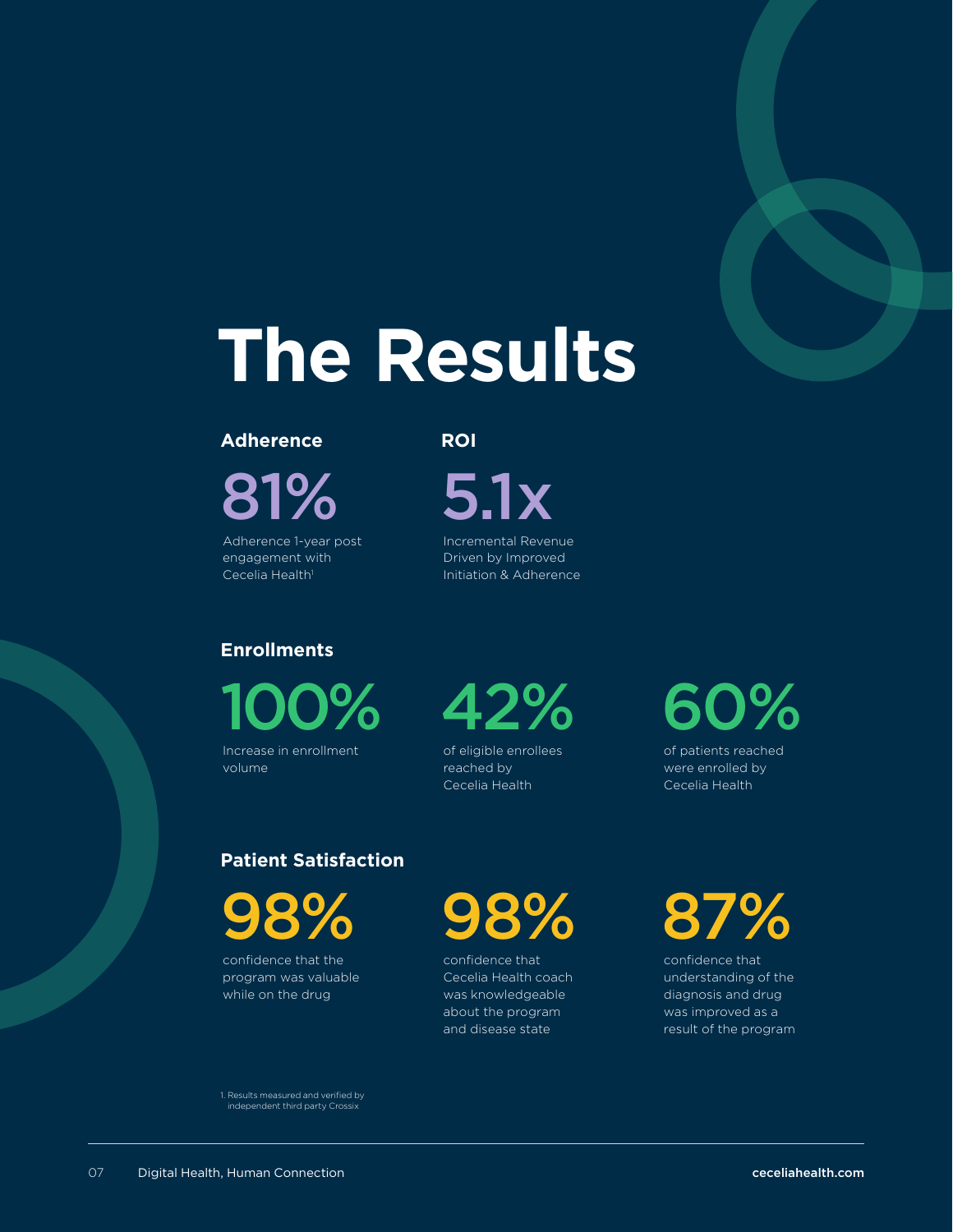# The Results

## Adherence

**81%**

Adherence 1-year post engagement with Cecelia Health[1]

## ROI

**5.1x**

Incremental Revenue Driven by Improved Initiation & Adherence

## Enrollments

**100%**

Increase in enrollment volume

**42%**

of eligible enrollees reached by Cecelia Health

**60%**

of patients reached were enrolled by Cecelia Health

## Patient Satisfaction

**98%**

confidence that the program was valuable while on the drug

**98%**

confidence that Cecelia Health coach was knowledgeable about the program and disease state

**87%**

confidence that understanding of the diagnosis and drug was improved as a result of the program

1. Results measured and verified by independent third party Crossix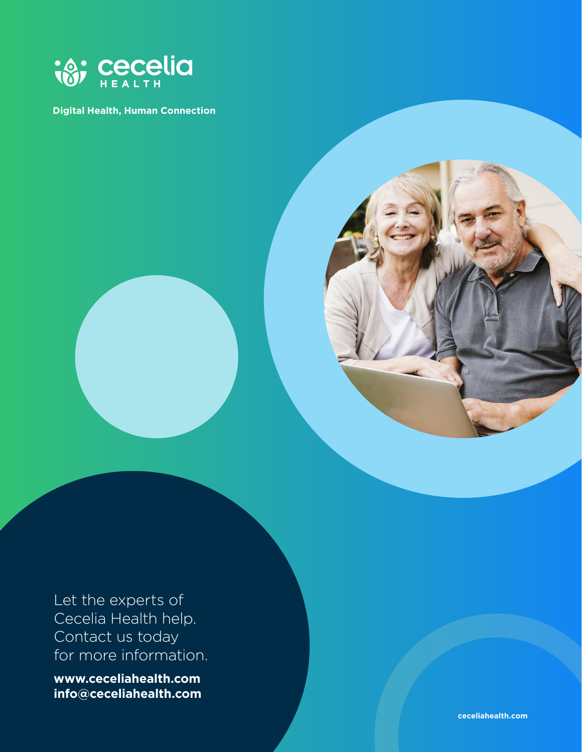cecelia HEALTH

**Digital Health, Human Connection**

Let the experts of Cecelia Health help. Contact us today for more information.

**www.ceceliahealth.com**
**info@ceceliahealth.com**

**ceceliahealth.com**